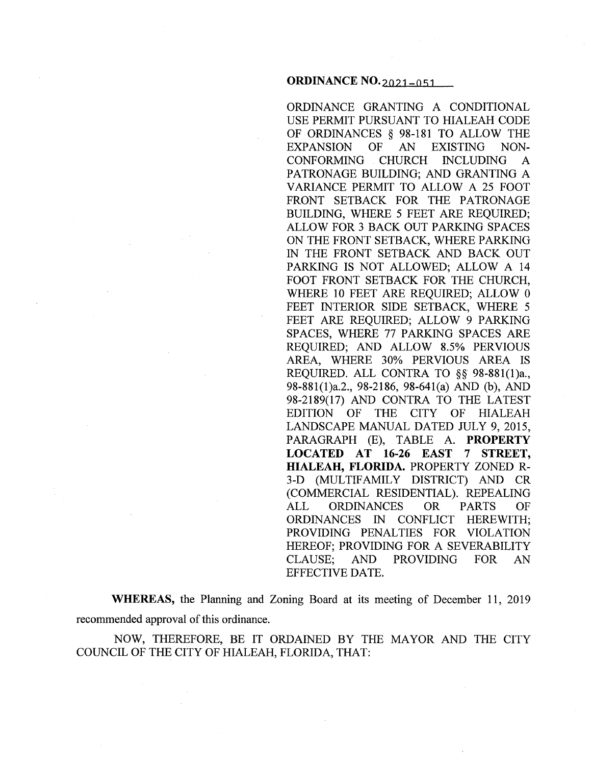**ORDINANCE NO. 2021-051**

ORDINANCE GRANTING A CONDITIONAL USE PERMIT PURSUANT TO HIALEAH CODE OF ORDINANCES § 98-181 TO ALLOW THE EXPANSION OF AN EXISTING NON-CONFORMING CHURCH INCLUDING A PATRONAGE BUILDING; AND GRANTING A VARIANCE PERMIT TO ALLOW A 25 FOOT FRONT SETBACK FOR THE PATRONAGE BUILDING, WHERE 5 FEET ARE REQUIRED; ALLOW FOR 3 BACK OUT PARKING SPACES ON THE FRONT SETBACK, WHERE PARKING IN THE FRONT SETBACK AND BACK OUT PARKING IS NOT ALLOWED; ALLOW A 14 FOOT FRONT SETBACK FOR THE CHURCH, WHERE 10 FEET ARE REQUIRED; ALLOW 0 FEET INTERIOR SIDE SETBACK, WHERE 5 FEET ARE REQUIRED; ALLOW 9 PARKING SPACES, WHERE 77 PARKING SPACES ARE REQUIRED; AND ALLOW 8.5% PERVIOUS AREA, WHERE 30% PERVIOUS AREA IS REQUIRED. ALL CONTRA TO §§ 98-881(1)a., 98-881(1)a.2., 98-2186, 98-641(a) AND (b), AND 98-2189(17) AND CONTRA TO THE LATEST EDITION OF THE CITY OF HIALEAH LANDSCAPE MANUAL DATED JULY 9, 2015, PARAGRAPH (E), TABLE A. **PROPERTY LOCATED AT 16-26 EAST 7 STREET, HIALEAH, FLORIDA.** PROPERTY ZONED R-3-D (MULTIFAMILY DISTRICT) AND CR (COMMERCIAL RESIDENTIAL). REPEALING ALL ORDINANCES OR PARTS OF ORDINANCES IN CONFLICT HEREWITH; PROVIDING PENALTIES FOR VIOLATION HEREOF; PROVIDING FOR A SEVERABILITY CLAUSE; AND PROVIDING FOR AN EFFECTIVE DATE.

**WHEREAS,** the Planning and Zoning Board at its meeting of December 11, 2019 recommended approval of this ordinance.

NOW, THEREFORE, BE IT ORDAINED BY THE MAYOR AND THE CITY COUNCIL OF THE CITY OF HIALEAH, FLORIDA, THAT: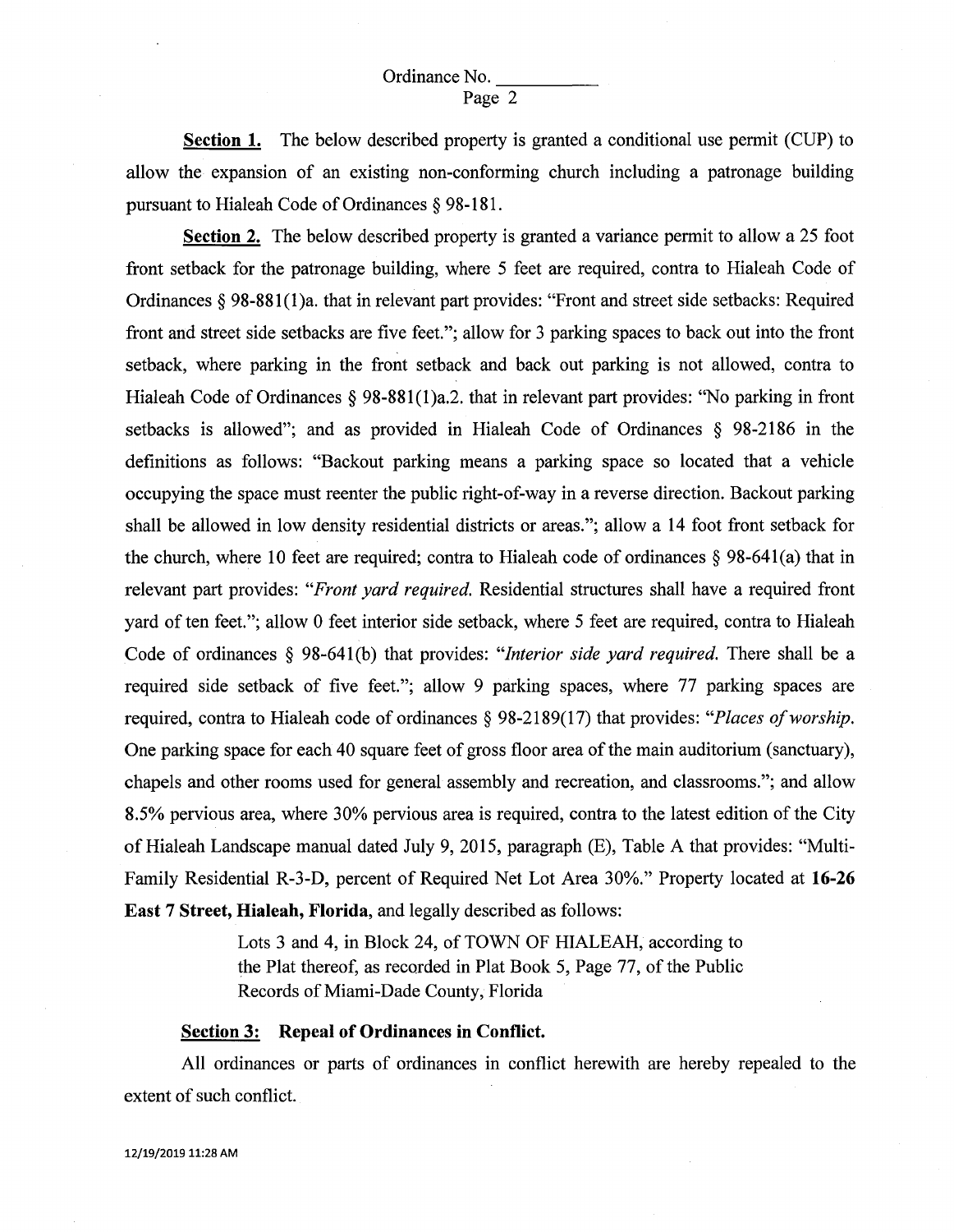**Section 1.** The below described property is granted a conditional use permit (CUP) to allow the expansion of an existing non-conforming church including a patronage building pursuant to Hialeah Code of Ordinances § 98-181.

**Section 2.** The below described property is granted a variance permit to allow a 25 foot front setback for the patronage building, where 5 feet are required, contra to Hialeah Code of Ordinances § 98-881(1)a. that in relevant part provides: "Front and street side setbacks: Required front and street side setbacks are five feet."; allow for 3 parking spaces to back out into the front setback, where parking in the front setback and back out parking is not allowed, contra to Hialeah Code of Ordinances § 98-881(1)a.2. that in relevant part provides: "No parking in front setbacks is allowed"; and as provided in Hialeah Code of Ordinances § 98-2186 in the definitions as follows: "Backout parking means a parking space so located that a vehicle occupying the space must reenter the public right-of-way in a reverse direction. Backout parking shall be allowed in low density residential districts or areas."; allow a 14 foot front setback for the church, where 10 feet are required; contra to Hialeah code of ordinances § 98-641(a) that in relevant part provides: "*Front yard required.* Residential structures shall have a required front yard of ten feet."; allow 0 feet interior side setback, where 5 feet are required, contra to Hialeah Code of ordinances § 98-641(b) that provides: "*Interior side yard required.* There shall be a required side setback of five feet."; allow 9 parking spaces, where 77 parking spaces are required, contra to Hialeah code of ordinances § 98-2189(17) that provides: "*Places of worship.* One parking space for each 40 square feet of gross floor area of the main auditorium (sanctuary), chapels and other rooms used for general assembly and recreation, and classrooms."; and allow 8.5% pervious area, where 30% pervious area is required, contra to the latest edition of the City of Hialeah Landscape manual dated July 9, 2015, paragraph (E), Table A that provides: "Multi-Family Residential R-3-D, percent of Required Net Lot Area 30%." Property located at **16-26 East 7 Street, Hialeah, Florida,** and legally described as follows:

> Lots 3 and 4, in Block 24, of TOWN OF HIALEAH, according to the Plat thereof, as recorded in Plat Book 5, Page 77, of the Public Records of Miami-Dade County, Florida

**Section 3: Repeal of Ordinances in Conflict.**

All ordinances or parts of ordinances in conflict herewith are hereby repealed to the extent of such conflict.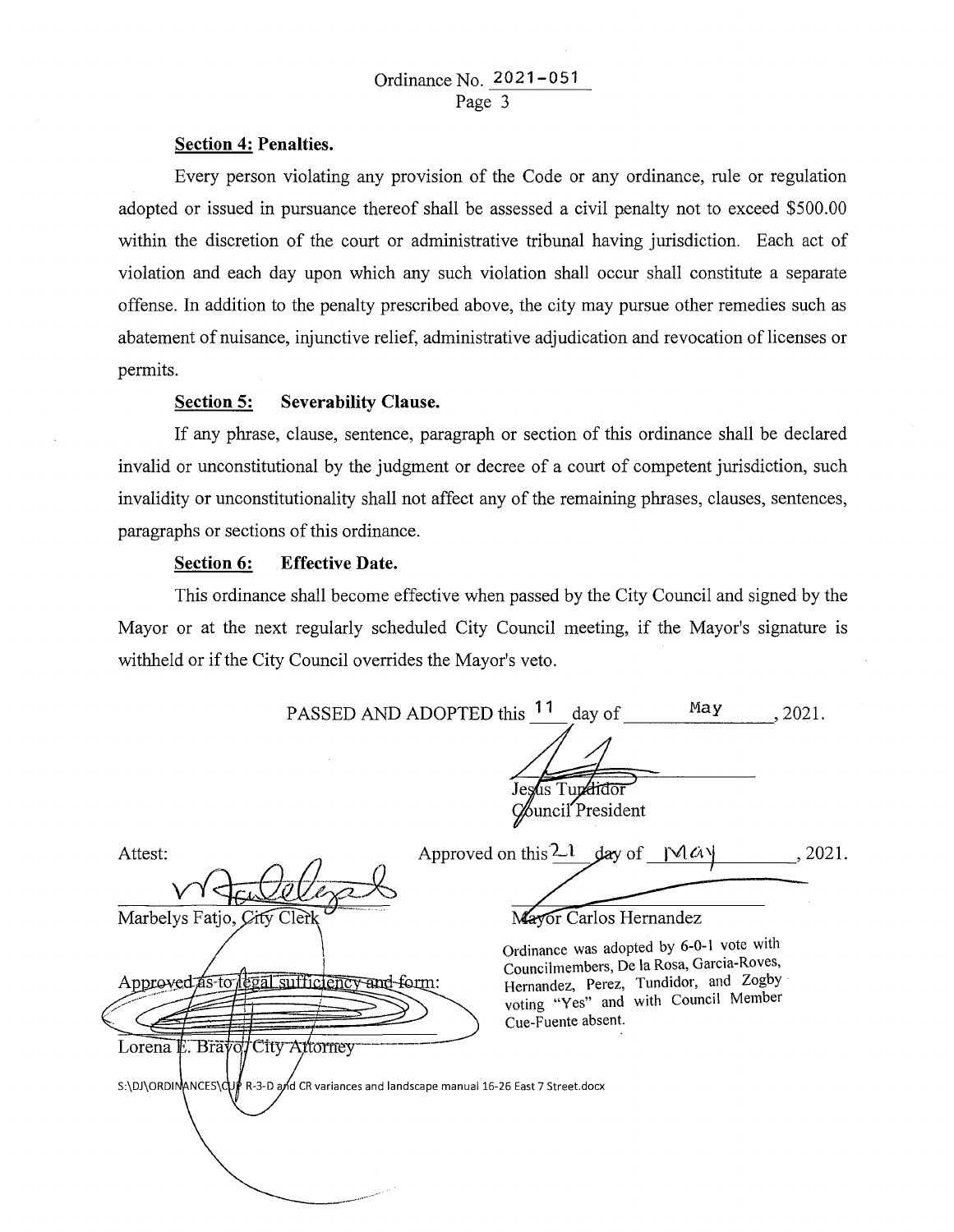Ordinance No. 2021-051

**Section 4: Penalties.**

Every person violating any provision of the Code or any ordinance, rule or regulation adopted or issued in pursuance thereof shall be assessed a civil penalty not to exceed $500.00 within the discretion of the court or administrative tribunal having jurisdiction. Each act of violation and each day upon which any such violation shall occur shall constitute a separate offense. In addition to the penalty prescribed above, the city may pursue other remedies such as abatement of nuisance, injunctive relief, administrative adjudication and revocation of licenses or permits.

**Section 5: Severability Clause.**

If any phrase, clause, sentence, paragraph or section of this ordinance shall be declared invalid or unconstitutional by the judgment or decree of a court of competent jurisdiction, such invalidity or unconstitutionality shall not affect any of the remaining phrases, clauses, sentences, paragraphs or sections of this ordinance.

**Section 6: Effective Date.**

This ordinance shall become effective when passed by the City Council and signed by the Mayor or at the next regularly scheduled City Council meeting, if the Mayor's signature is withheld or if the City Council overrides the Mayor's veto.

PASSED AND ADOPTED this 11 day of May, 2021.

Jesus Tundidor
Council President

Attest:

Marbelys Fatjo, City Clerk

Approved on this 21 day of May, 2021.

Mayor Carlos Hernandez

Ordinance was adopted by 6-0-1 vote with Councilmembers, De la Rosa, Garcia-Roves, Hernandez, Perez, Tundidor, and Zogby voting "Yes" and with Council Member Cue-Fuente absent.

Approved as to legal sufficiency and form:

Lorena E. Bravo, City Attorney

S:\DJ\ORDINANCES\CUP R-3-D and CR variances and landscape manual 16-26 East 7 Street.docx